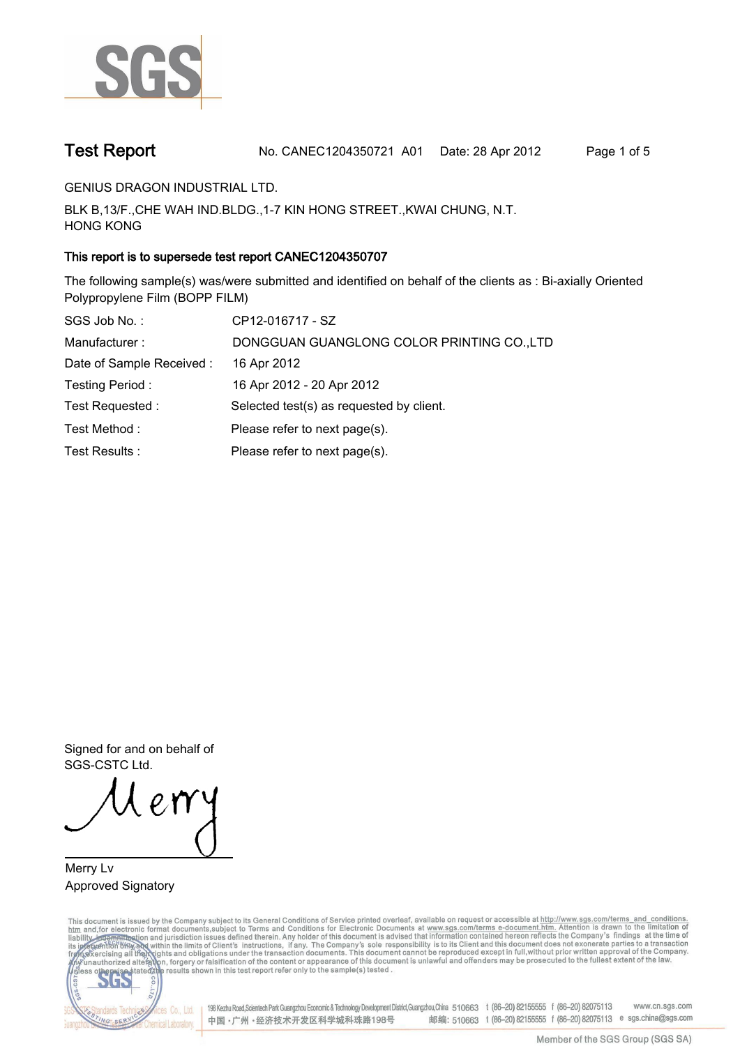# Test Report

No. CANEC1204350721 A01 Date: 28 Apr 2012

GENIUS DRAGON INDUSTRIAL LTD.

BLK B,13/F.,CHE WAH IND.BLDG.,1-7 KIN HONG STREET.,KWAI CHUNG, N.T.
HONG KONG

**This report is to supersede test report CANEC1204350707**

The following sample(s) was/were submitted and identified on behalf of the clients as : Bi-axially Oriented Polypropylene Film (BOPP FILM)

| | |
|---|---|
| SGS Job No. : | CP12-016717 - SZ |
| Manufacturer : | DONGGUAN GUANGLONG COLOR PRINTING CO.,LTD |
| Date of Sample Received : | 16 Apr 2012 |
| Testing Period : | 16 Apr 2012 - 20 Apr 2012 |
| Test Requested : | Selected test(s) as requested by client. |
| Test Method : | Please refer to next page(s). |
| Test Results : | Please refer to next page(s). |

Signed for and on behalf of
SGS-CSTC Ltd.

Merry Lv
Approved Signatory

This document is issued by the Company subject to its General Conditions of Service printed overleaf, available on request or accessible at http://www.sgs.com/terms_and_conditions.htm and,for electronic format documents,subject to Terms and Conditions for Electronic Documents at www.sgs.com/terms_e-document.htm. Attention is drawn to the limitation of liability, indemnification and jurisdiction issues defined therein. Any holder of this document is advised that information contained hereon reflects the Company's findings at the time of its intervention only and within the limits of Client's instructions, if any. The Company's sole responsibility is to its Client and this document does not exonerate parties to a transaction from exercising all their rights and obligations under the transaction documents. This document cannot be reproduced except in full,without prior written approval of the Company. Any unauthorized alteration, forgery or falsification of the content or appearance of this document is unlawful and offenders may be prosecuted to the fullest extent of the law. Unless otherwise stated the results shown in this test report refer only to the sample(s) tested .

198 Kezhu Road,Scientech Park Guangzhou Economic & Technology Development District,Guangzhou,China 510663 t (86-20) 82155555 f (86-20) 82075113 www.cn.sgs.com
中国・广州・经济技术开发区科学城科珠路198号 邮编: 510663 t (86-20) 82155555 f (86-20) 82075113 e sgs.china@sgs.com

Member of the SGS Group (SGS SA)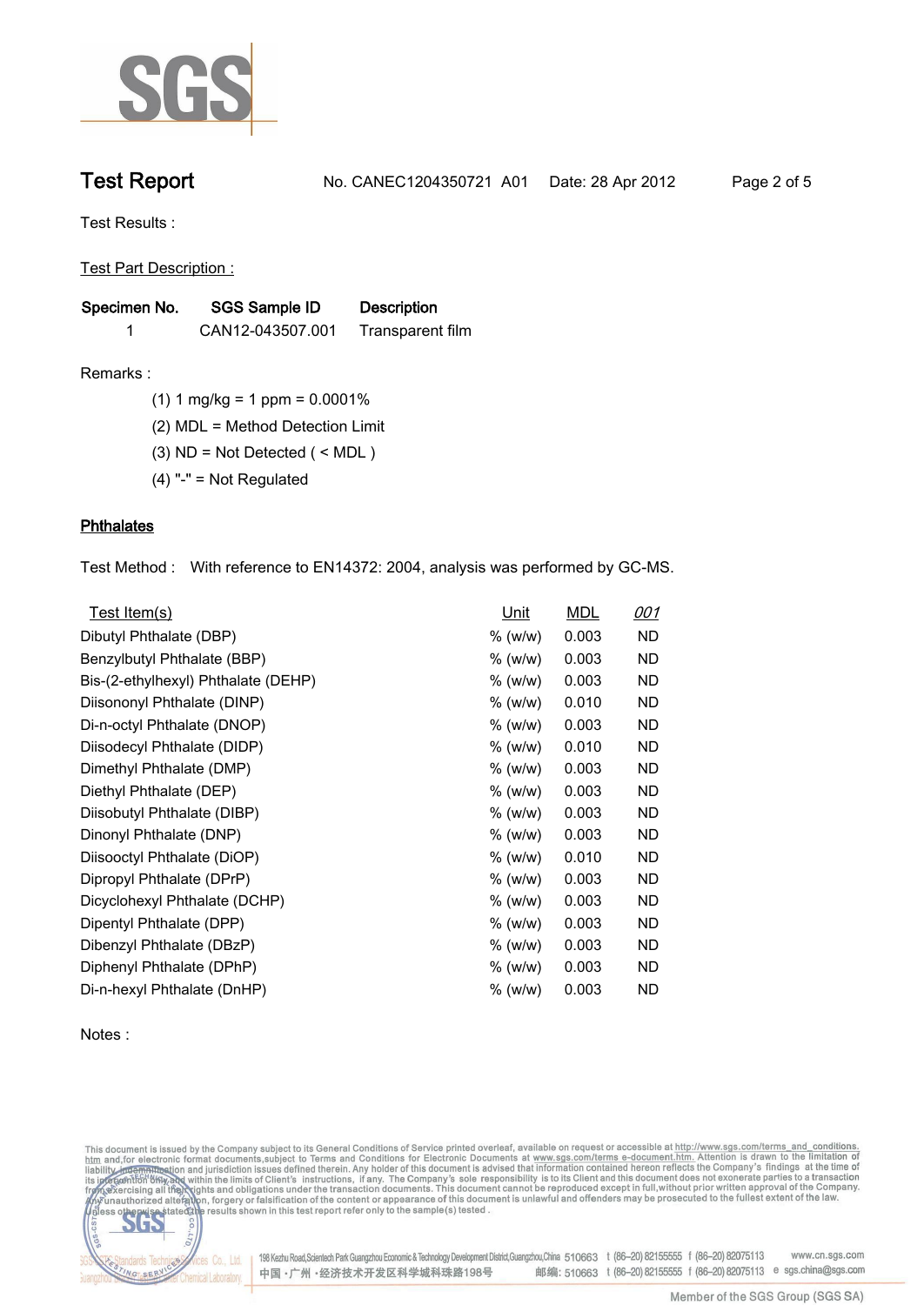# Test Report

No. CANEC1204350721 A01 Date: 28 Apr 2012

Test Results :

Test Part Description :

| Specimen No. | SGS Sample ID | Description |
|---|---|---|
| 1 | CAN12-043507.001 | Transparent film |

Remarks :

(1) 1 mg/kg = 1 ppm = 0.0001%

(2) MDL = Method Detection Limit

(3) ND = Not Detected ( < MDL )

(4) "-" = Not Regulated

## Phthalates

Test Method : With reference to EN14372: 2004, analysis was performed by GC-MS.

| Test Item(s) | Unit | MDL | *001* |
|---|---|---|---|
| Dibutyl Phthalate (DBP) | % (w/w) | 0.003 | ND |
| Benzylbutyl Phthalate (BBP) | % (w/w) | 0.003 | ND |
| Bis-(2-ethylhexyl) Phthalate (DEHP) | % (w/w) | 0.003 | ND |
| Diisononyl Phthalate (DINP) | % (w/w) | 0.010 | ND |
| Di-n-octyl Phthalate (DNOP) | % (w/w) | 0.003 | ND |
| Diisodecyl Phthalate (DIDP) | % (w/w) | 0.010 | ND |
| Dimethyl Phthalate (DMP) | % (w/w) | 0.003 | ND |
| Diethyl Phthalate (DEP) | % (w/w) | 0.003 | ND |
| Diisobutyl Phthalate (DIBP) | % (w/w) | 0.003 | ND |
| Dinonyl Phthalate (DNP) | % (w/w) | 0.003 | ND |
| Diisooctyl Phthalate (DiOP) | % (w/w) | 0.010 | ND |
| Dipropyl Phthalate (DPrP) | % (w/w) | 0.003 | ND |
| Dicyclohexyl Phthalate (DCHP) | % (w/w) | 0.003 | ND |
| Dipentyl Phthalate (DPP) | % (w/w) | 0.003 | ND |
| Dibenzyl Phthalate (DBzP) | % (w/w) | 0.003 | ND |
| Diphenyl Phthalate (DPhP) | % (w/w) | 0.003 | ND |
| Di-n-hexyl Phthalate (DnHP) | % (w/w) | 0.003 | ND |

Notes :

This document is issued by the Company subject to its General Conditions of Service printed overleaf, available on request or accessible at http://www.sgs.com/terms_and_conditions.htm and,for electronic format documents,subject to Terms and Conditions for Electronic Documents at www.sgs.com/terms_e-document.htm. Attention is drawn to the limitation of liability, indemnification and jurisdiction issues defined therein. Any holder of this document is advised that information contained hereon reflects the Company's findings at the time of its intervention only and within the limits of Client's instructions, if any. The Company's sole responsibility is to its Client and this document does not exonerate parties to a transaction from exercising all their rights and obligations under the transaction documents. This document cannot be reproduced except in full,without prior written approval of the Company. Any unauthorized alteration, forgery or falsification of the content or appearance of this document is unlawful and offenders may be prosecuted to the fullest extent of the law. Unless otherwise stated the results shown in this test report refer only to the sample(s) tested .

198 Kezhu Road,Scientech Park Guangzhou Economic & Technology Development District,Guangzhou,China 510663 t (86–20) 82155555 f (86–20) 82075113 www.cn.sgs.com

中国 · 广州 · 经济技术开发区科学城科珠路198号 邮编: 510663 t (86–20) 82155555 f (86–20) 82075113 e sgs.china@sgs.com

Member of the SGS Group (SGS SA)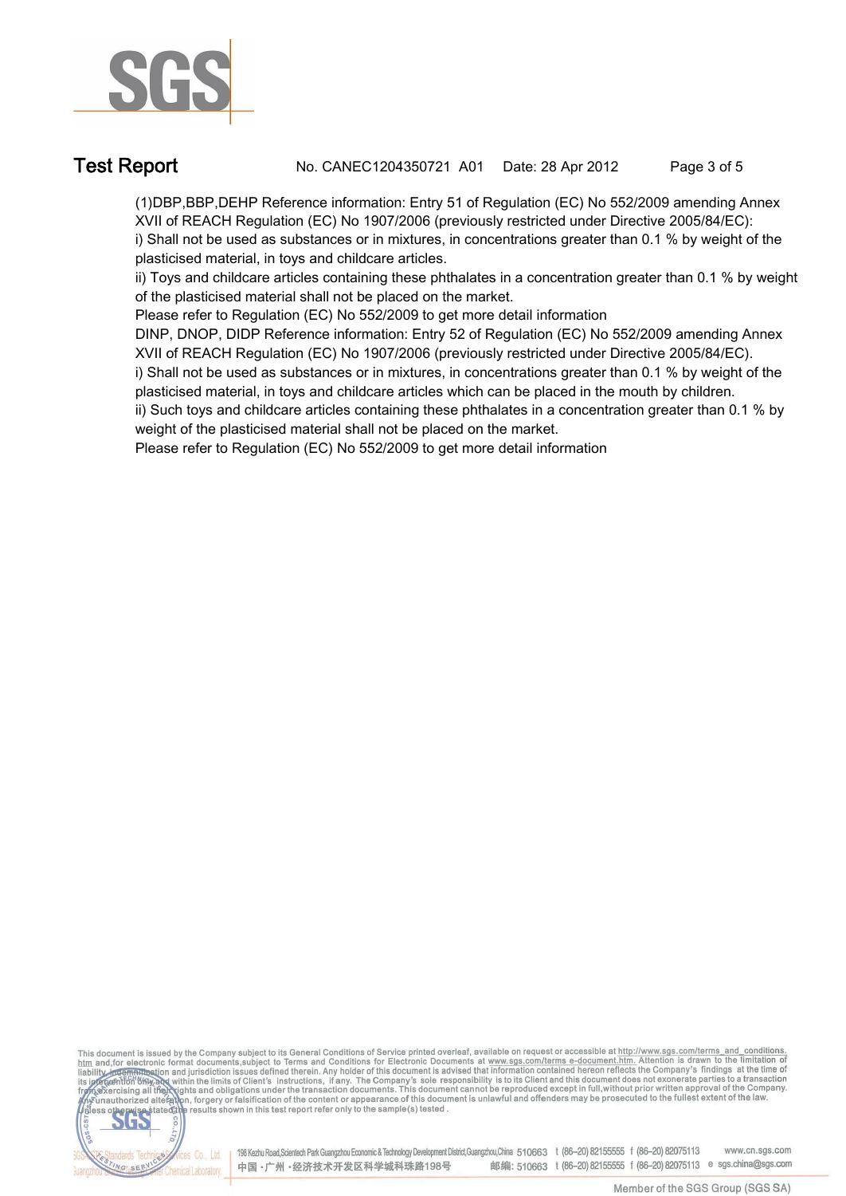(1)DBP,BBP,DEHP Reference information: Entry 51 of Regulation (EC) No 552/2009 amending Annex XVII of REACH Regulation (EC) No 1907/2006 (previously restricted under Directive 2005/84/EC):

i) Shall not be used as substances or in mixtures, in concentrations greater than 0.1 % by weight of the plasticised material, in toys and childcare articles.

ii) Toys and childcare articles containing these phthalates in a concentration greater than 0.1 % by weight of the plasticised material shall not be placed on the market.

Please refer to Regulation (EC) No 552/2009 to get more detail information

DINP, DNOP, DIDP Reference information: Entry 52 of Regulation (EC) No 552/2009 amending Annex XVII of REACH Regulation (EC) No 1907/2006 (previously restricted under Directive 2005/84/EC).

i) Shall not be used as substances or in mixtures, in concentrations greater than 0.1 % by weight of the plasticised material, in toys and childcare articles which can be placed in the mouth by children.

ii) Such toys and childcare articles containing these phthalates in a concentration greater than 0.1 % by weight of the plasticised material shall not be placed on the market.

Please refer to Regulation (EC) No 552/2009 to get more detail information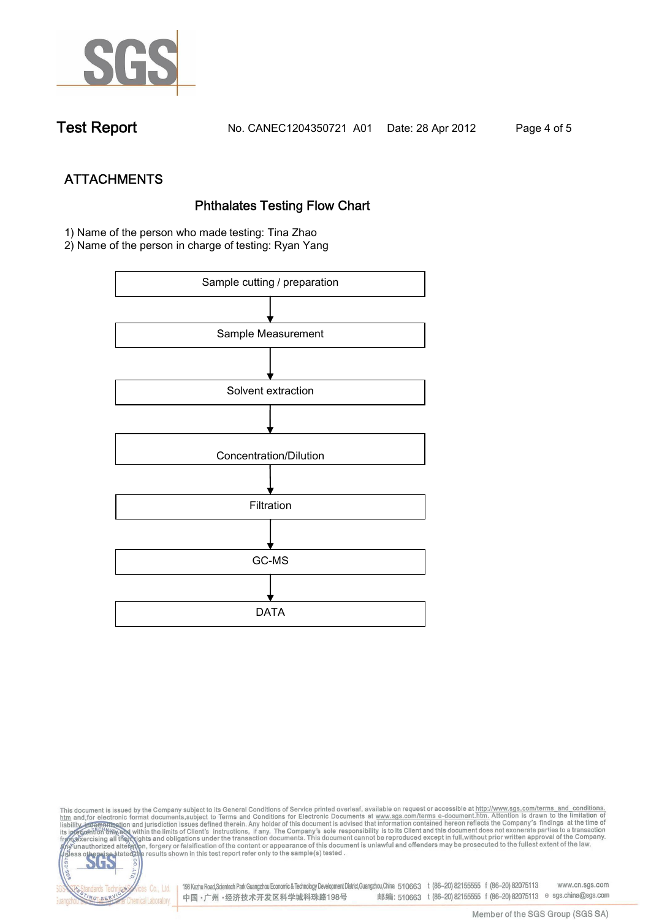# Test Report

No. CANEC1204350721 A01 Date: 28 Apr 2012

## ATTACHMENTS

### Phthalates Testing Flow Chart

1) Name of the person who made testing: Tina Zhao
2) Name of the person in charge of testing: Ryan Yang

Sample cutting / preparation

↓

Sample Measurement

↓

Solvent extraction

↓

Concentration/Dilution

↓

Filtration

↓

GC-MS

↓

DATA

This document is issued by the Company subject to its General Conditions of Service printed overleaf, available on request or accessible at http://www.sgs.com/terms_and_conditions.htm and,for electronic format documents,subject to Terms and Conditions for Electronic Documents at www.sgs.com/terms_e-document.htm. Attention is drawn to the limitation of liability, indemnification and jurisdiction issues defined therein. Any holder of this document is advised that information contained hereon reflects the Company's findings at the time of its intervention only and within the limits of Client's instructions, if any. The Company's sole responsibility is to its Client and this document does not exonerate parties to a transaction from exercising all their rights and obligations under the transaction documents. This document cannot be reproduced except in full,without prior written approval of the Company. Any unauthorized alteration, forgery or falsification of the content or appearance of this document is unlawful and offenders may be prosecuted to the fullest extent of the law. Unless otherwise stated the results shown in this test report refer only to the sample(s) tested .

198 Kezhu Road,Scientech Park Guangzhou Economic & Technology Development District,Guangzhou,China 510663 t (86–20) 82155555 f (86–20) 82075113 www.cn.sgs.com
中国・广州・经济技术开发区科学城科珠路198号 邮编: 510663 t (86–20) 82155555 f (86–20) 82075113 e sgs.china@sgs.com

Member of the SGS Group (SGS SA)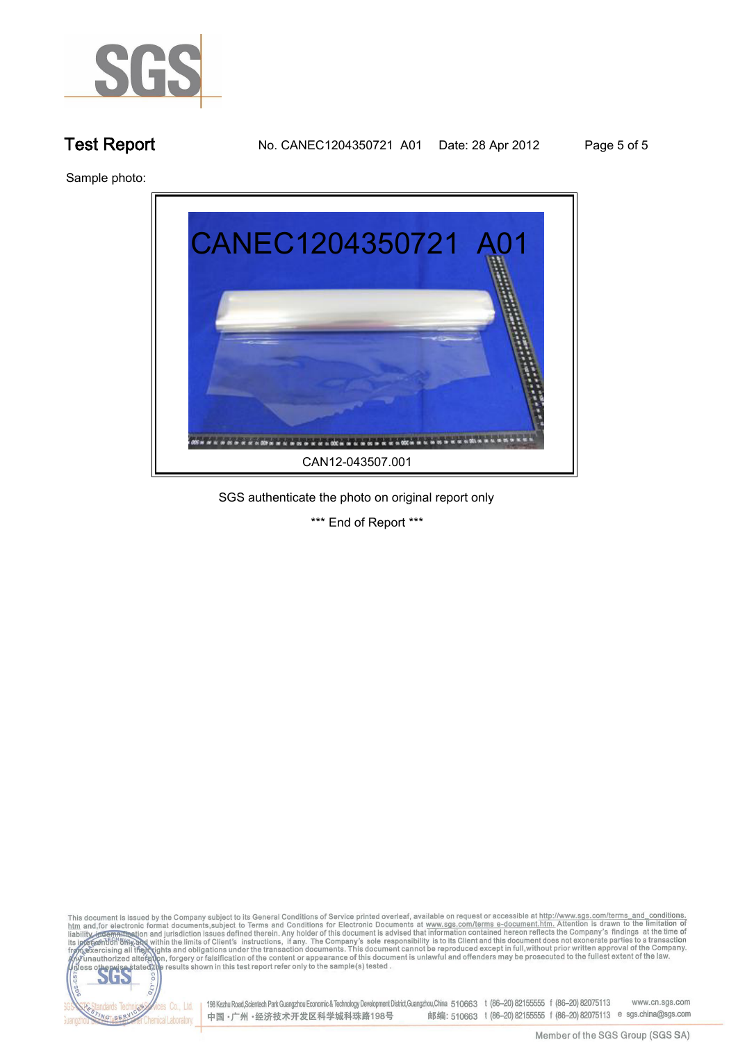# Test Report

No. CANEC1204350721 A01 Date: 28 Apr 2012

Sample photo:

CANEC1204350721 A01

CAN12-043507.001

SGS authenticate the photo on original report only

*** End of Report ***

This document is issued by the Company subject to its General Conditions of Service printed overleaf, available on request or accessible at http://www.sgs.com/terms_and_conditions.htm and,for electronic format documents,subject to Terms and Conditions for Electronic Documents at www.sgs.com/terms_e-document.htm. Attention is drawn to the limitation of liability, indemnification and jurisdiction issues defined therein. Any holder of this document is advised that information contained hereon reflects the Company's findings at the time of its intervention only and within the limits of Client's instructions, if any. The Company's sole responsibility is to its Client and this document does not exonerate parties to a transaction from exercising all their rights and obligations under the transaction documents. This document cannot be reproduced except in full,without prior written approval of the Company. Any unauthorized alteration, forgery or falsification of the content or appearance of this document is unlawful and offenders may be prosecuted to the fullest extent of the law. Unless otherwise stated the results shown in this test report refer only to the sample(s) tested .

SGS-CSTC Standards Technical Services Co., Ltd. Guangzhou Branch Chemical Laboratory.

198 Kezhu Road,Scientech Park Guangzhou Economic & Technology Development District,Guangzhou,China 510663 t (86–20) 82155555 f (86–20) 82075113 www.cn.sgs.com

中国·广州·经济技术开发区科学城科珠路198号 邮编: 510663 t (86–20) 82155555 f (86–20) 82075113 e sgs.china@sgs.com

Member of the SGS Group (SGS SA)